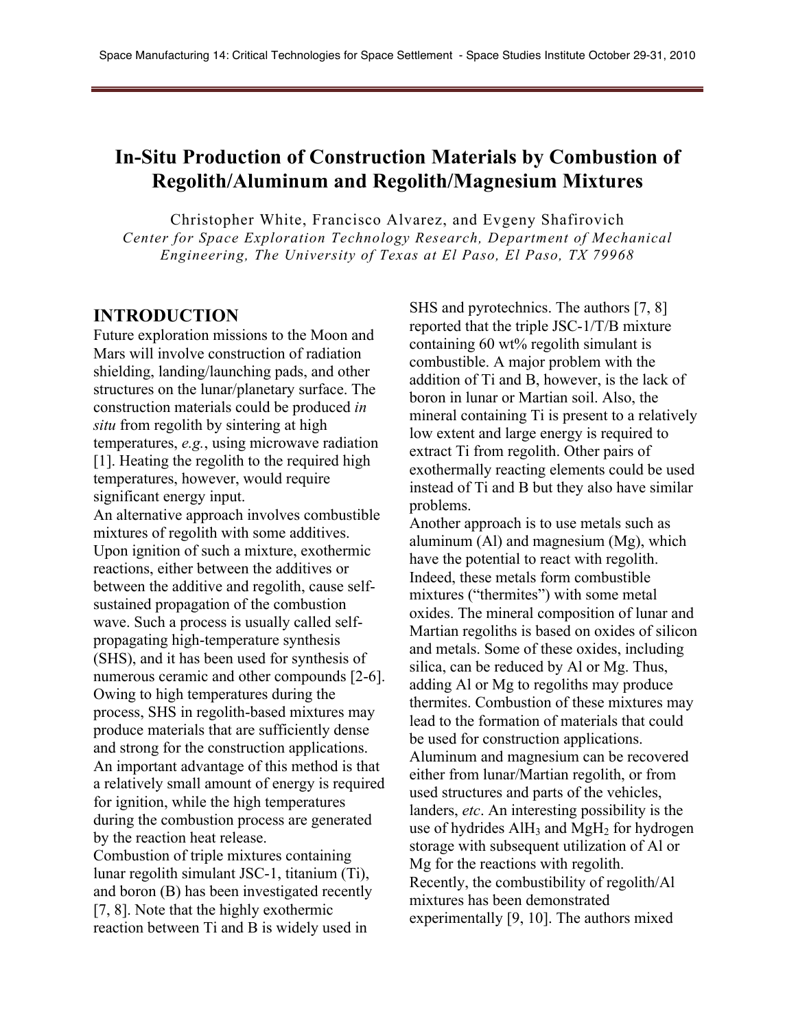# In-Situ Production of Construction Materials by Combustion of Regolith/Aluminum and Regolith/Magnesium Mixtures

Christopher White, Francisco Alvarez, and Evgeny Shafirovich

*Center for Space Exploration Technology Research, Department of Mechanical Engineering, The University of Texas at El Paso, El Paso, TX 79968*

## INTRODUCTION

Future exploration missions to the Moon and Mars will involve construction of radiation shielding, landing/launching pads, and other structures on the lunar/planetary surface. The construction materials could be produced *in situ* from regolith by sintering at high temperatures, *e.g.*, using microwave radiation [1]. Heating the regolith to the required high temperatures, however, would require significant energy input.

An alternative approach involves combustible mixtures of regolith with some additives. Upon ignition of such a mixture, exothermic reactions, either between the additives or between the additive and regolith, cause self-sustained propagation of the combustion wave. Such a process is usually called self-propagating high-temperature synthesis (SHS), and it has been used for synthesis of numerous ceramic and other compounds [2-6]. Owing to high temperatures during the process, SHS in regolith-based mixtures may produce materials that are sufficiently dense and strong for the construction applications. An important advantage of this method is that a relatively small amount of energy is required for ignition, while the high temperatures during the combustion process are generated by the reaction heat release.

Combustion of triple mixtures containing lunar regolith simulant JSC-1, titanium (Ti), and boron (B) has been investigated recently [7, 8]. Note that the highly exothermic reaction between Ti and B is widely used in SHS and pyrotechnics. The authors [7, 8] reported that the triple JSC-1/T/B mixture containing 60 wt% regolith simulant is combustible. A major problem with the addition of Ti and B, however, is the lack of boron in lunar or Martian soil. Also, the mineral containing Ti is present to a relatively low extent and large energy is required to extract Ti from regolith. Other pairs of exothermally reacting elements could be used instead of Ti and B but they also have similar problems.

Another approach is to use metals such as aluminum (Al) and magnesium (Mg), which have the potential to react with regolith. Indeed, these metals form combustible mixtures ("thermites") with some metal oxides. The mineral composition of lunar and Martian regoliths is based on oxides of silicon and metals. Some of these oxides, including silica, can be reduced by Al or Mg. Thus, adding Al or Mg to regoliths may produce thermites. Combustion of these mixtures may lead to the formation of materials that could be used for construction applications. Aluminum and magnesium can be recovered either from lunar/Martian regolith, or from used structures and parts of the vehicles, landers, *etc*. An interesting possibility is the use of hydrides $AlH_3$ and $MgH_2$ for hydrogen storage with subsequent utilization of Al or Mg for the reactions with regolith.

Recently, the combustibility of regolith/Al mixtures has been demonstrated experimentally [9, 10]. The authors mixed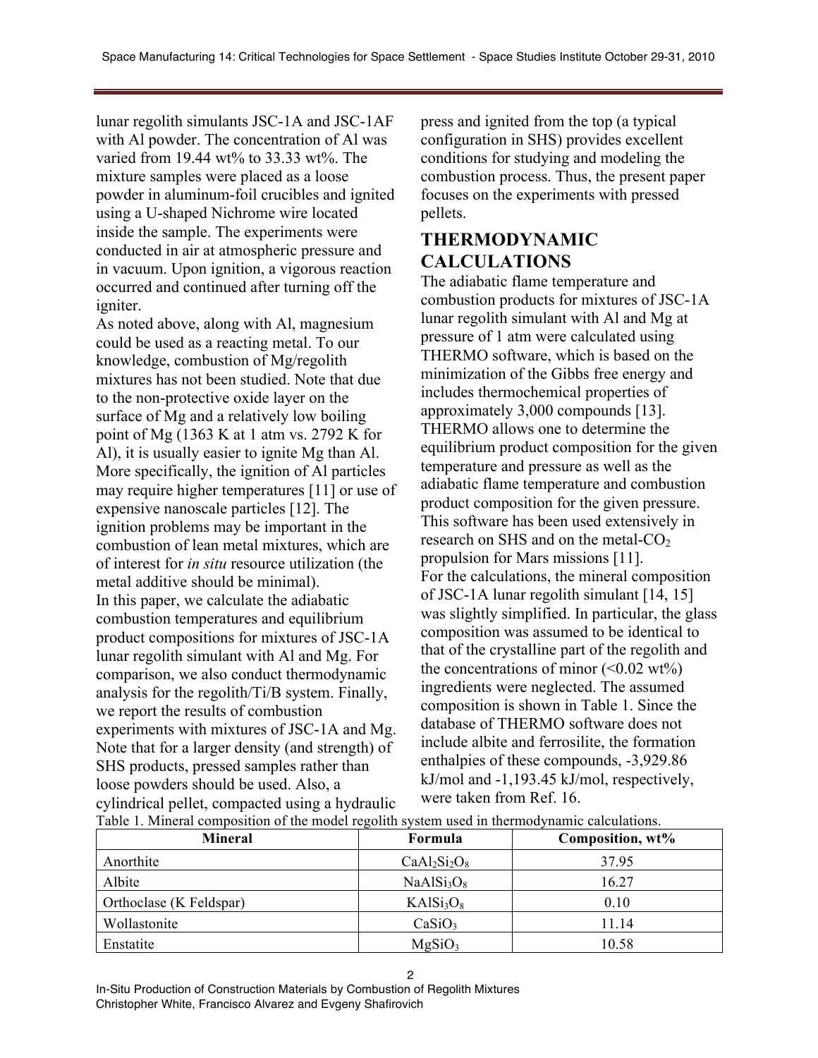lunar regolith simulants JSC-1A and JSC-1AF with Al powder. The concentration of Al was varied from 19.44 wt% to 33.33 wt%. The mixture samples were placed as a loose powder in aluminum-foil crucibles and ignited using a U-shaped Nichrome wire located inside the sample. The experiments were conducted in air at atmospheric pressure and in vacuum. Upon ignition, a vigorous reaction occurred and continued after turning off the igniter.

As noted above, along with Al, magnesium could be used as a reacting metal. To our knowledge, combustion of Mg/regolith mixtures has not been studied. Note that due to the non-protective oxide layer on the surface of Mg and a relatively low boiling point of Mg (1363 K at 1 atm vs. 2792 K for Al), it is usually easier to ignite Mg than Al. More specifically, the ignition of Al particles may require higher temperatures [11] or use of expensive nanoscale particles [12]. The ignition problems may be important in the combustion of lean metal mixtures, which are of interest for *in situ* resource utilization (the metal additive should be minimal).

In this paper, we calculate the adiabatic combustion temperatures and equilibrium product compositions for mixtures of JSC-1A lunar regolith simulant with Al and Mg. For comparison, we also conduct thermodynamic analysis for the regolith/Ti/B system. Finally, we report the results of combustion experiments with mixtures of JSC-1A and Mg. Note that for a larger density (and strength) of SHS products, pressed samples rather than loose powders should be used. Also, a cylindrical pellet, compacted using a hydraulic press and ignited from the top (a typical configuration in SHS) provides excellent conditions for studying and modeling the combustion process. Thus, the present paper focuses on the experiments with pressed pellets.

## THERMODYNAMIC CALCULATIONS

The adiabatic flame temperature and combustion products for mixtures of JSC-1A lunar regolith simulant with Al and Mg at pressure of 1 atm were calculated using THERMO software, which is based on the minimization of the Gibbs free energy and includes thermochemical properties of approximately 3,000 compounds [13]. THERMO allows one to determine the equilibrium product composition for the given temperature and pressure as well as the adiabatic flame temperature and combustion product composition for the given pressure. This software has been used extensively in research on SHS and on the metal-$CO_2$ propulsion for Mars missions [11].

For the calculations, the mineral composition of JSC-1A lunar regolith simulant [14, 15] was slightly simplified. In particular, the glass composition was assumed to be identical to that of the crystalline part of the regolith and the concentrations of minor (<0.02 wt%) ingredients were neglected. The assumed composition is shown in Table 1. Since the database of THERMO software does not include albite and ferrosilite, the formation enthalpies of these compounds, -3,929.86 kJ/mol and -1,193.45 kJ/mol, respectively, were taken from Ref. 16.

Table 1. Mineral composition of the model regolith system used in thermodynamic calculations.

| Mineral | Formula | Composition, wt% |
|---|---|---|
| Anorthite | $CaAl_2Si_2O_8$ | 37.95 |
| Albite | $NaAlSi_3O_8$ | 16.27 |
| Orthoclase (K Feldspar) | $KAlSi_3O_8$ | 0.10 |
| Wollastonite | $CaSiO_3$ | 11.14 |
| Enstatite | $MgSiO_3$ | 10.58 |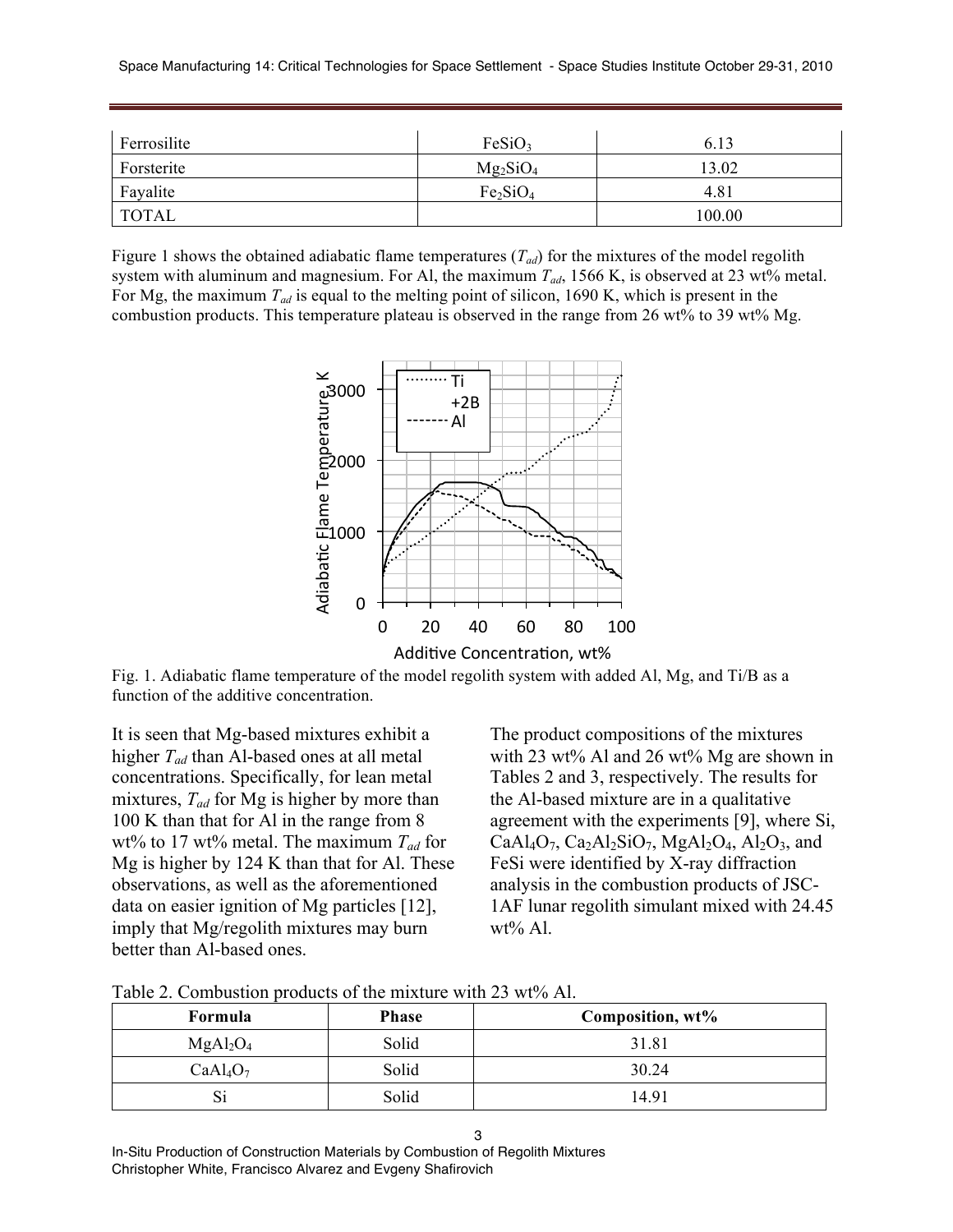| Ferrosilite | $FeSiO_3$ | 6.13 |
|---|---|---|
| Forsterite | $Mg_2SiO_4$ | 13.02 |
| Fayalite | $Fe_2SiO_4$ | 4.81 |
| TOTAL | | 100.00 |

Figure 1 shows the obtained adiabatic flame temperatures ($T_{ad}$) for the mixtures of the model regolith system with aluminum and magnesium. For Al, the maximum $T_{ad}$, 1566 K, is observed at 23 wt% metal. For Mg, the maximum $T_{ad}$ is equal to the melting point of silicon, 1690 K, which is present in the combustion products. This temperature plateau is observed in the range from 26 wt% to 39 wt% Mg.

Fig. 1. Adiabatic flame temperature of the model regolith system with added Al, Mg, and Ti/B as a function of the additive concentration.

It is seen that Mg-based mixtures exhibit a higher $T_{ad}$ than Al-based ones at all metal concentrations. Specifically, for lean metal mixtures, $T_{ad}$ for Mg is higher by more than 100 K than that for Al in the range from 8 wt% to 17 wt% metal. The maximum $T_{ad}$ for Mg is higher by 124 K than that for Al. These observations, as well as the aforementioned data on easier ignition of Mg particles [12], imply that Mg/regolith mixtures may burn better than Al-based ones.

The product compositions of the mixtures with 23 wt% Al and 26 wt% Mg are shown in Tables 2 and 3, respectively. The results for the Al-based mixture are in a qualitative agreement with the experiments [9], where Si, $CaAl_4O_7$, $Ca_2Al_2SiO_7$, $MgAl_2O_4$, $Al_2O_3$, and FeSi were identified by X-ray diffraction analysis in the combustion products of JSC-1AF lunar regolith simulant mixed with 24.45 wt% Al.

Table 2. Combustion products of the mixture with 23 wt% Al.

| **Formula** | **Phase** | **Composition, wt%** |
|---|---|---|
| $MgAl_2O_4$ | Solid | 31.81 |
| $CaAl_4O_7$ | Solid | 30.24 |
| Si | Solid | 14.91 |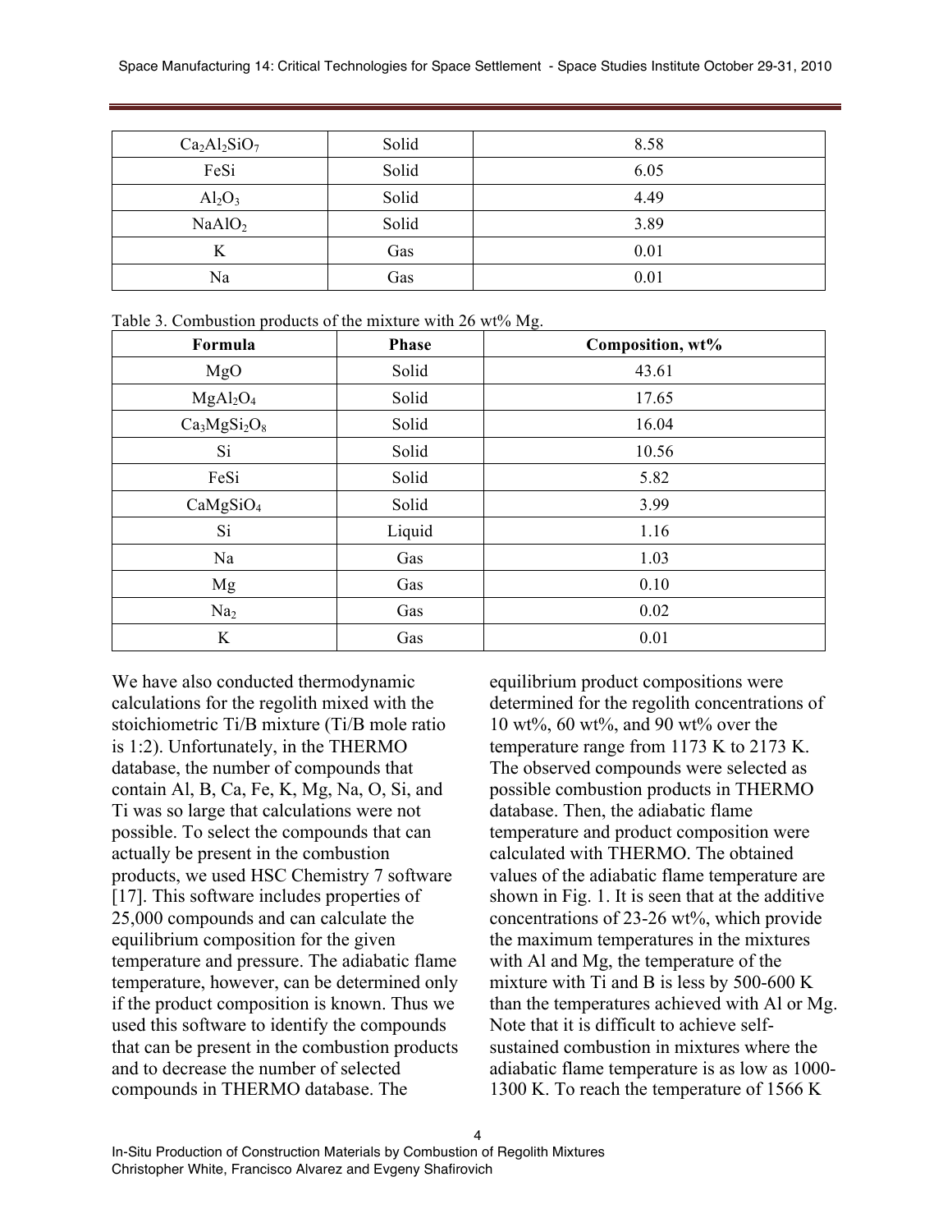| $Ca_2Al_2SiO_7$ | Solid | 8.58 |
|---|---|---|
| FeSi | Solid | 6.05 |
| $Al_2O_3$ | Solid | 4.49 |
| $NaAlO_2$ | Solid | 3.89 |
| K | Gas | 0.01 |
| Na | Gas | 0.01 |

Table 3. Combustion products of the mixture with 26 wt% Mg.

| Formula | Phase | Composition, wt% |
|---|---|---|
| MgO | Solid | 43.61 |
| $MgAl_2O_4$ | Solid | 17.65 |
| $Ca_3MgSi_2O_8$ | Solid | 16.04 |
| Si | Solid | 10.56 |
| FeSi | Solid | 5.82 |
| $CaMgSiO_4$ | Solid | 3.99 |
| Si | Liquid | 1.16 |
| Na | Gas | 1.03 |
| Mg | Gas | 0.10 |
| $Na_2$ | Gas | 0.02 |
| K | Gas | 0.01 |

We have also conducted thermodynamic calculations for the regolith mixed with the stoichiometric Ti/B mixture (Ti/B mole ratio is 1:2). Unfortunately, in the THERMO database, the number of compounds that contain Al, B, Ca, Fe, K, Mg, Na, O, Si, and Ti was so large that calculations were not possible. To select the compounds that can actually be present in the combustion products, we used HSC Chemistry 7 software [17]. This software includes properties of 25,000 compounds and can calculate the equilibrium composition for the given temperature and pressure. The adiabatic flame temperature, however, can be determined only if the product composition is known. Thus we used this software to identify the compounds that can be present in the combustion products and to decrease the number of selected compounds in THERMO database. The equilibrium product compositions were determined for the regolith concentrations of 10 wt%, 60 wt%, and 90 wt% over the temperature range from 1173 K to 2173 K. The observed compounds were selected as possible combustion products in THERMO database. Then, the adiabatic flame temperature and product composition were calculated with THERMO. The obtained values of the adiabatic flame temperature are shown in Fig. 1. It is seen that at the additive concentrations of 23-26 wt%, which provide the maximum temperatures in the mixtures with Al and Mg, the temperature of the mixture with Ti and B is less by 500-600 K than the temperatures achieved with Al or Mg. Note that it is difficult to achieve self-sustained combustion in mixtures where the adiabatic flame temperature is as low as 1000-1300 K. To reach the temperature of 1566 K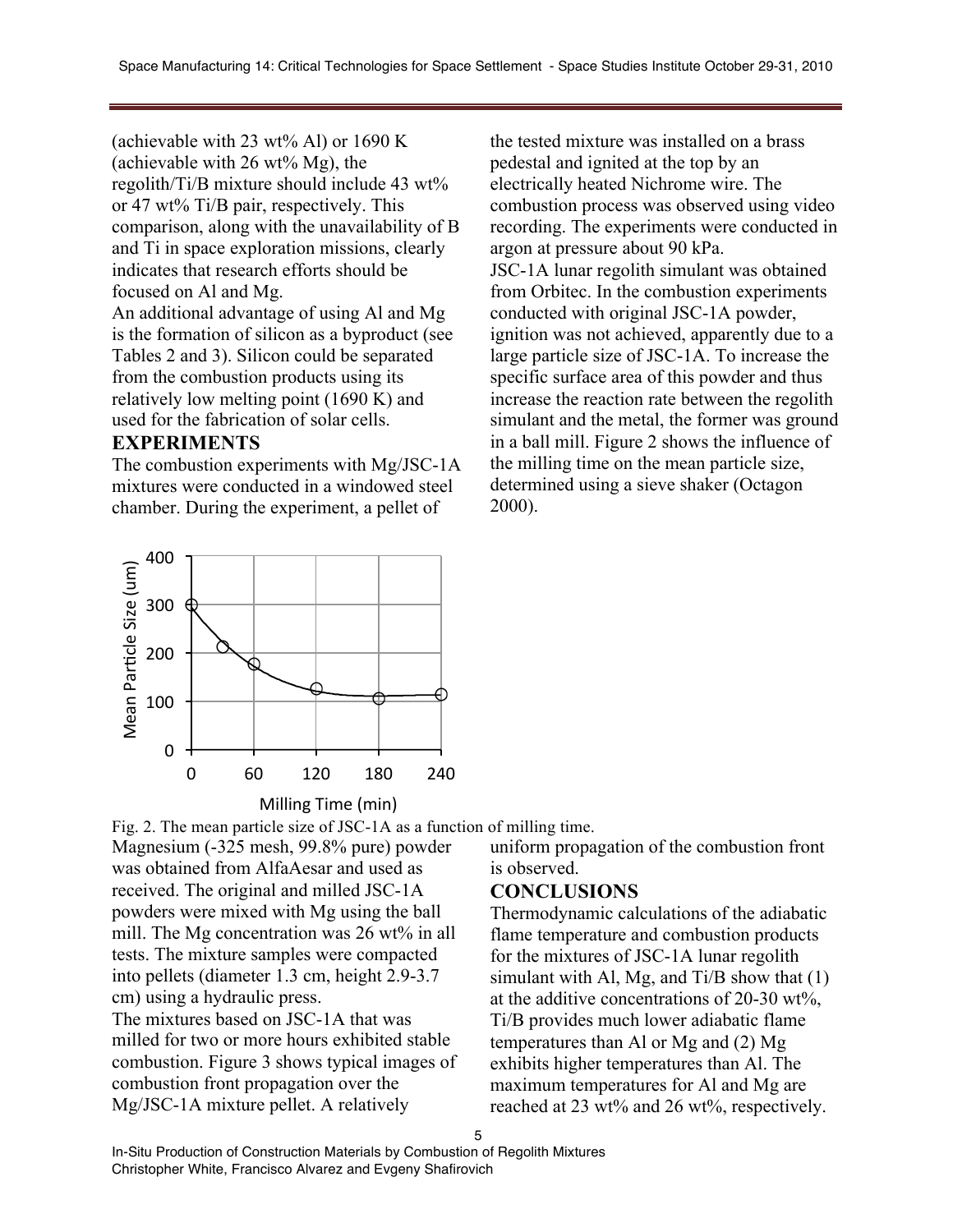(achievable with 23 wt% Al) or 1690 K (achievable with 26 wt% Mg), the regolith/Ti/B mixture should include 43 wt% or 47 wt% Ti/B pair, respectively. This comparison, along with the unavailability of B and Ti in space exploration missions, clearly indicates that research efforts should be focused on Al and Mg.

An additional advantage of using Al and Mg is the formation of silicon as a byproduct (see Tables 2 and 3). Silicon could be separated from the combustion products using its relatively low melting point (1690 K) and used for the fabrication of solar cells.

## EXPERIMENTS

The combustion experiments with Mg/JSC-1A mixtures were conducted in a windowed steel chamber. During the experiment, a pellet of the tested mixture was installed on a brass pedestal and ignited at the top by an electrically heated Nichrome wire. The combustion process was observed using video recording. The experiments were conducted in argon at pressure about 90 kPa.

JSC-1A lunar regolith simulant was obtained from Orbitec. In the combustion experiments conducted with original JSC-1A powder, ignition was not achieved, apparently due to a large particle size of JSC-1A. To increase the specific surface area of this powder and thus increase the reaction rate between the regolith simulant and the metal, the former was ground in a ball mill. Figure 2 shows the influence of the milling time on the mean particle size, determined using a sieve shaker (Octagon 2000).

Fig. 2. The mean particle size of JSC-1A as a function of milling time.

Magnesium (-325 mesh, 99.8% pure) powder was obtained from AlfaAesar and used as received. The original and milled JSC-1A powders were mixed with Mg using the ball mill. The Mg concentration was 26 wt% in all tests. The mixture samples were compacted into pellets (diameter 1.3 cm, height 2.9-3.7 cm) using a hydraulic press.

The mixtures based on JSC-1A that was milled for two or more hours exhibited stable combustion. Figure 3 shows typical images of combustion front propagation over the Mg/JSC-1A mixture pellet. A relatively uniform propagation of the combustion front is observed.

## CONCLUSIONS

Thermodynamic calculations of the adiabatic flame temperature and combustion products for the mixtures of JSC-1A lunar regolith simulant with Al, Mg, and Ti/B show that (1) at the additive concentrations of 20-30 wt%, Ti/B provides much lower adiabatic flame temperatures than Al or Mg and (2) Mg exhibits higher temperatures than Al. The maximum temperatures for Al and Mg are reached at 23 wt% and 26 wt%, respectively.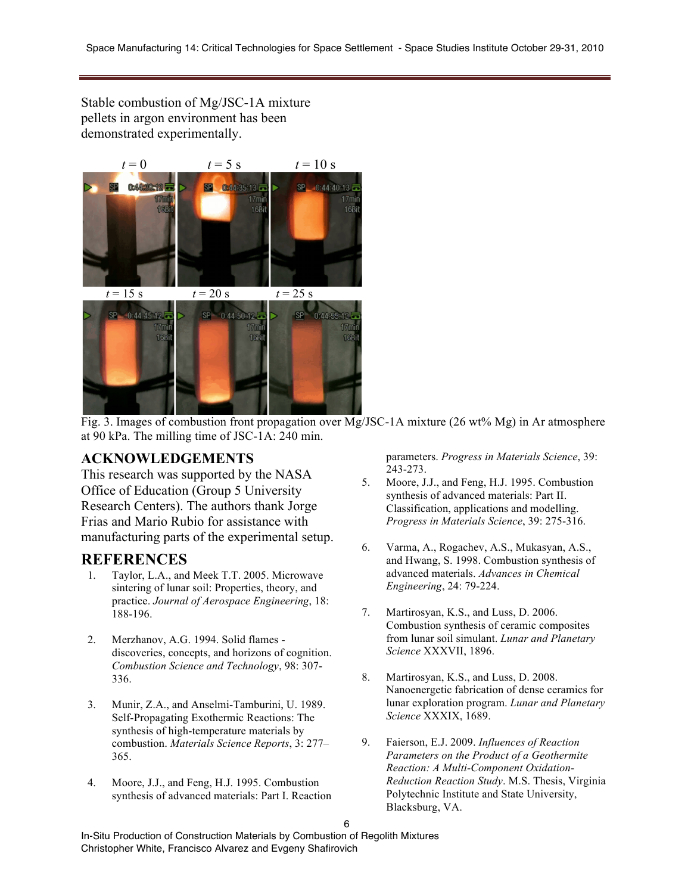Stable combustion of Mg/JSC-1A mixture pellets in argon environment has been demonstrated experimentally.

Fig. 3. Images of combustion front propagation over Mg/JSC-1A mixture (26 wt% Mg) in Ar atmosphere at 90 kPa. The milling time of JSC-1A: 240 min.

## ACKNOWLEDGEMENTS

This research was supported by the NASA Office of Education (Group 5 University Research Centers). The authors thank Jorge Frias and Mario Rubio for assistance with manufacturing parts of the experimental setup.

## REFERENCES

1. Taylor, L.A., and Meek T.T. 2005. Microwave sintering of lunar soil: Properties, theory, and practice. *Journal of Aerospace Engineering*, 18: 188-196.

2. Merzhanov, A.G. 1994. Solid flames - discoveries, concepts, and horizons of cognition. *Combustion Science and Technology*, 98: 307-336.

3. Munir, Z.A., and Anselmi-Tamburini, U. 1989. Self-Propagating Exothermic Reactions: The synthesis of high-temperature materials by combustion. *Materials Science Reports*, 3: 277–365.

4. Moore, J.J., and Feng, H.J. 1995. Combustion synthesis of advanced materials: Part I. Reaction parameters. *Progress in Materials Science*, 39: 243-273.

5. Moore, J.J., and Feng, H.J. 1995. Combustion synthesis of advanced materials: Part II. Classification, applications and modelling. *Progress in Materials Science*, 39: 275-316.

6. Varma, A., Rogachev, A.S., Mukasyan, A.S., and Hwang, S. 1998. Combustion synthesis of advanced materials. *Advances in Chemical Engineering*, 24: 79-224.

7. Martirosyan, K.S., and Luss, D. 2006. Combustion synthesis of ceramic composites from lunar soil simulant. *Lunar and Planetary Science* XXXVII, 1896.

8. Martirosyan, K.S., and Luss, D. 2008. Nanoenergetic fabrication of dense ceramics for lunar exploration program. *Lunar and Planetary Science* XXXIX, 1689.

9. Faierson, E.J. 2009. *Influences of Reaction Parameters on the Product of a Geothermite Reaction: A Multi-Component Oxidation-Reduction Reaction Study*. M.S. Thesis, Virginia Polytechnic Institute and State University, Blacksburg, VA.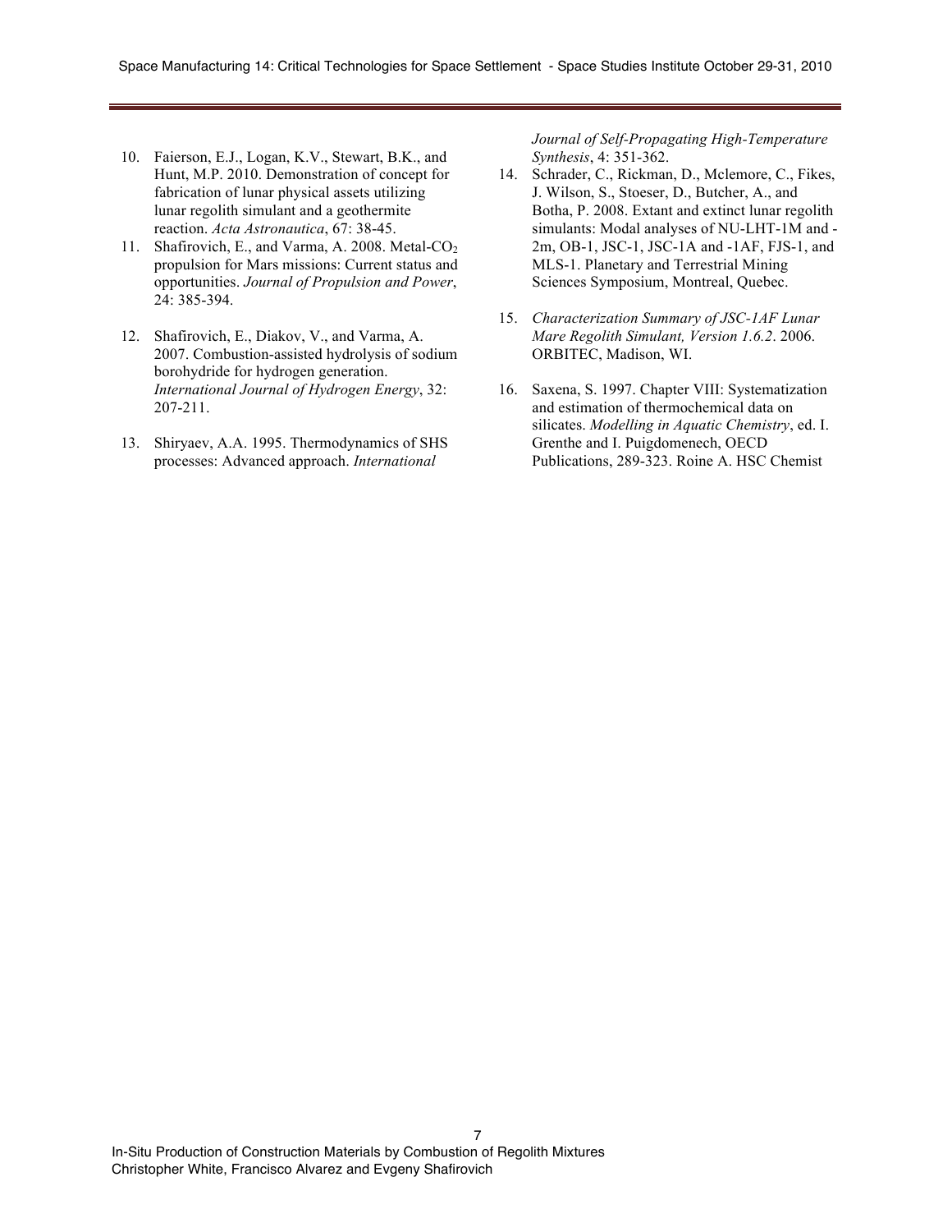10. Faierson, E.J., Logan, K.V., Stewart, B.K., and Hunt, M.P. 2010. Demonstration of concept for fabrication of lunar physical assets utilizing lunar regolith simulant and a geothermite reaction. *Acta Astronautica*, 67: 38-45.
11. Shafirovich, E., and Varma, A. 2008. Metal-$CO_2$ propulsion for Mars missions: Current status and opportunities. *Journal of Propulsion and Power*, 24: 385-394.
12. Shafirovich, E., Diakov, V., and Varma, A. 2007. Combustion-assisted hydrolysis of sodium borohydride for hydrogen generation. *International Journal of Hydrogen Energy*, 32: 207-211.
13. Shiryaev, A.A. 1995. Thermodynamics of SHS processes: Advanced approach. *International Journal of Self-Propagating High-Temperature Synthesis*, 4: 351-362.
14. Schrader, C., Rickman, D., Mclemore, C., Fikes, J. Wilson, S., Stoeser, D., Butcher, A., and Botha, P. 2008. Extant and extinct lunar regolith simulants: Modal analyses of NU-LHT-1M and -2m, OB-1, JSC-1, JSC-1A and -1AF, FJS-1, and MLS-1. Planetary and Terrestrial Mining Sciences Symposium, Montreal, Quebec.
15. *Characterization Summary of JSC-1AF Lunar Mare Regolith Simulant, Version 1.6.2*. 2006. ORBITEC, Madison, WI.
16. Saxena, S. 1997. Chapter VIII: Systematization and estimation of thermochemical data on silicates. *Modelling in Aquatic Chemistry*, ed. I. Grenthe and I. Puigdomenech, OECD Publications, 289-323. Roine A. HSC Chemist